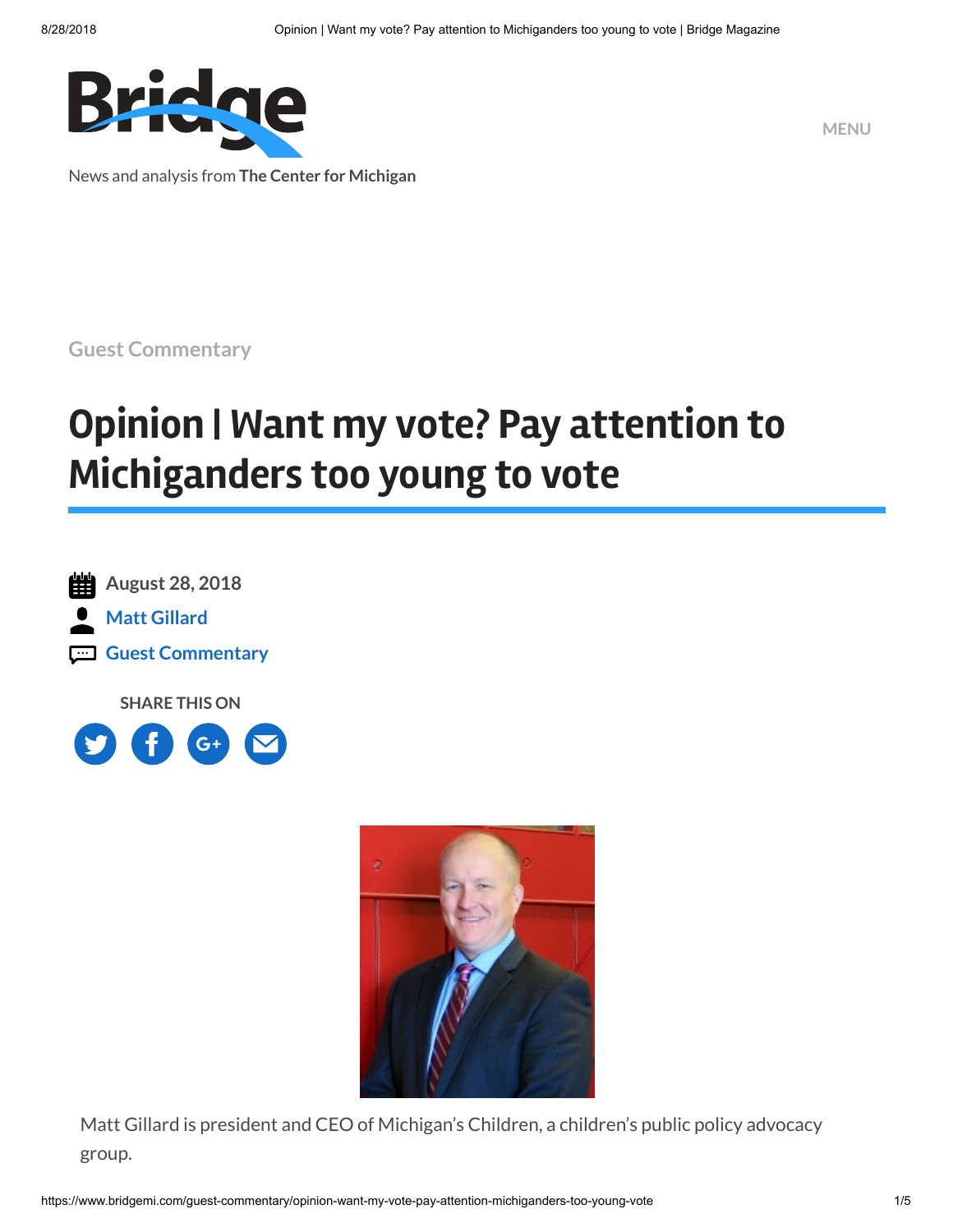Bridge

News and analysis from **The Center for Michigan**

MENU

Guest Commentary

# Opinion | Want my vote? Pay attention to Michiganders too young to vote

August 28, 2018

Matt Gillard

Guest Commentary

SHARE THIS ON

Matt Gillard is president and CEO of Michigan's Children, a children's public policy advocacy group.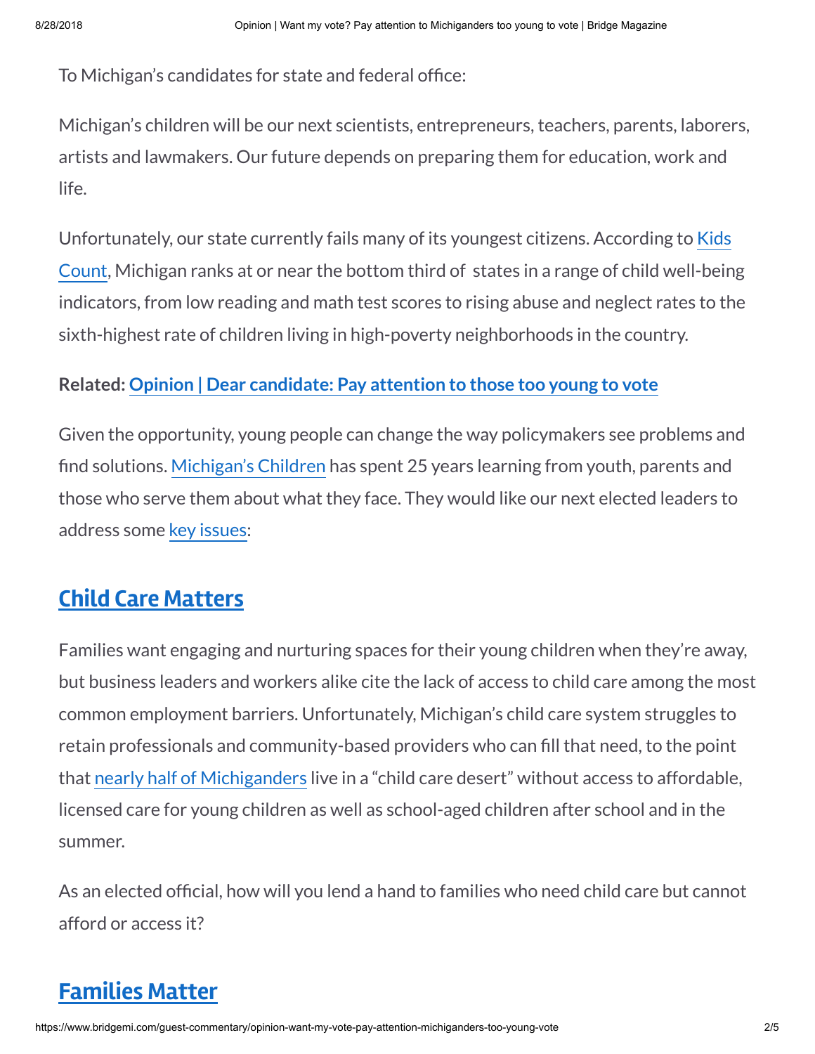To Michigan's candidates for state and federal office:

Michigan's children will be our next scientists, entrepreneurs, teachers, parents, laborers, artists and lawmakers. Our future depends on preparing them for education, work and life.

Unfortunately, our state currently fails many of its youngest citizens. According to Kids Count, Michigan ranks at or near the bottom third of states in a range of child well-being indicators, from low reading and math test scores to rising abuse and neglect rates to the sixth-highest rate of children living in high-poverty neighborhoods in the country.

**Related: Opinion | Dear candidate: Pay attention to those too young to vote**

Given the opportunity, young people can change the way policymakers see problems and find solutions. Michigan's Children has spent 25 years learning from youth, parents and those who serve them about what they face. They would like our next elected leaders to address some key issues:

## Child Care Matters

Families want engaging and nurturing spaces for their young children when they're away, but business leaders and workers alike cite the lack of access to child care among the most common employment barriers. Unfortunately, Michigan's child care system struggles to retain professionals and community-based providers who can fill that need, to the point that nearly half of Michiganders live in a "child care desert" without access to affordable, licensed care for young children as well as school-aged children after school and in the summer.

As an elected official, how will you lend a hand to families who need child care but cannot afford or access it?

## Families Matter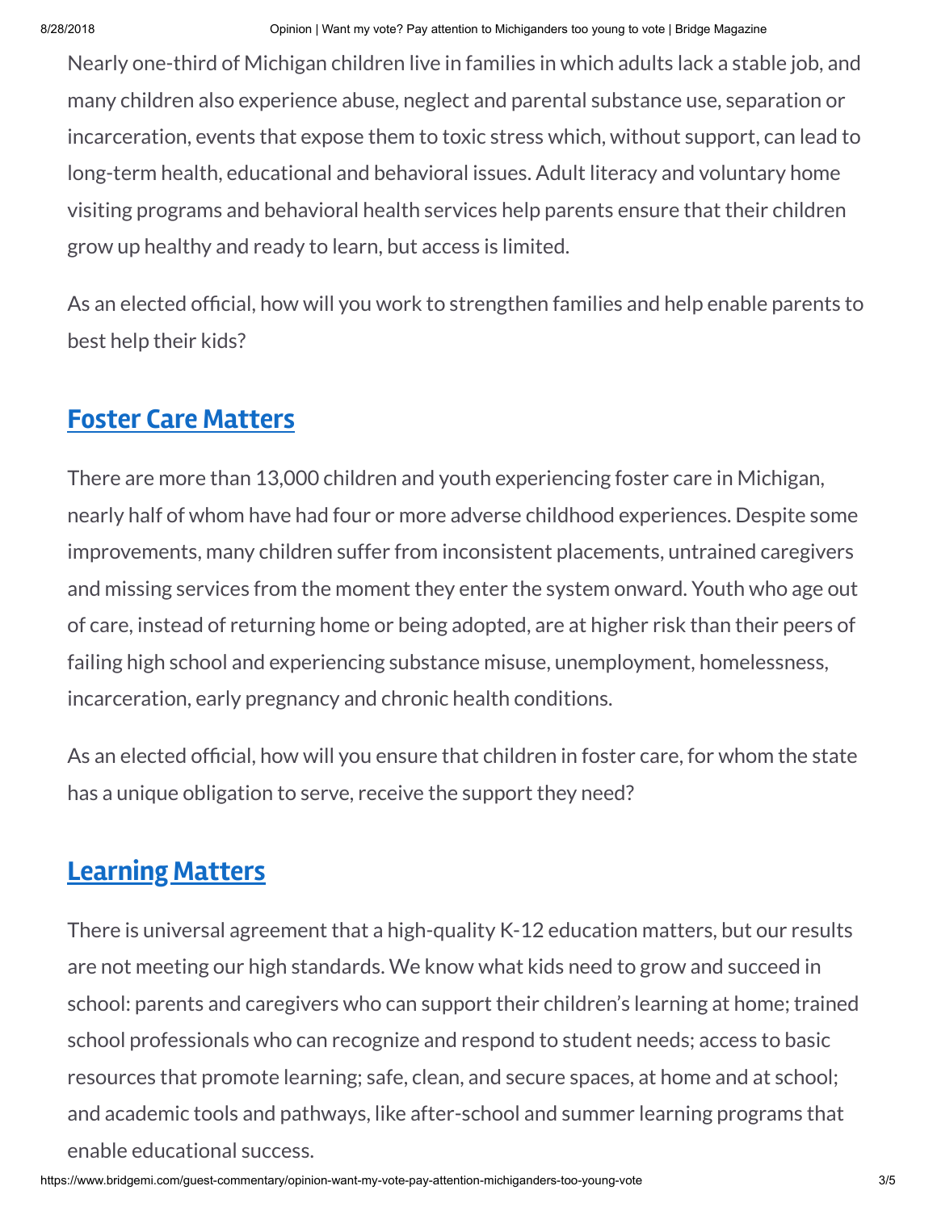Nearly one-third of Michigan children live in families in which adults lack a stable job, and many children also experience abuse, neglect and parental substance use, separation or incarceration, events that expose them to toxic stress which, without support, can lead to long-term health, educational and behavioral issues. Adult literacy and voluntary home visiting programs and behavioral health services help parents ensure that their children grow up healthy and ready to learn, but access is limited.

As an elected official, how will you work to strengthen families and help enable parents to best help their kids?

## Foster Care Matters

There are more than 13,000 children and youth experiencing foster care in Michigan, nearly half of whom have had four or more adverse childhood experiences. Despite some improvements, many children suffer from inconsistent placements, untrained caregivers and missing services from the moment they enter the system onward. Youth who age out of care, instead of returning home or being adopted, are at higher risk than their peers of failing high school and experiencing substance misuse, unemployment, homelessness, incarceration, early pregnancy and chronic health conditions.

As an elected official, how will you ensure that children in foster care, for whom the state has a unique obligation to serve, receive the support they need?

## Learning Matters

There is universal agreement that a high-quality K-12 education matters, but our results are not meeting our high standards. We know what kids need to grow and succeed in school: parents and caregivers who can support their children's learning at home; trained school professionals who can recognize and respond to student needs; access to basic resources that promote learning; safe, clean, and secure spaces, at home and at school; and academic tools and pathways, like after-school and summer learning programs that enable educational success.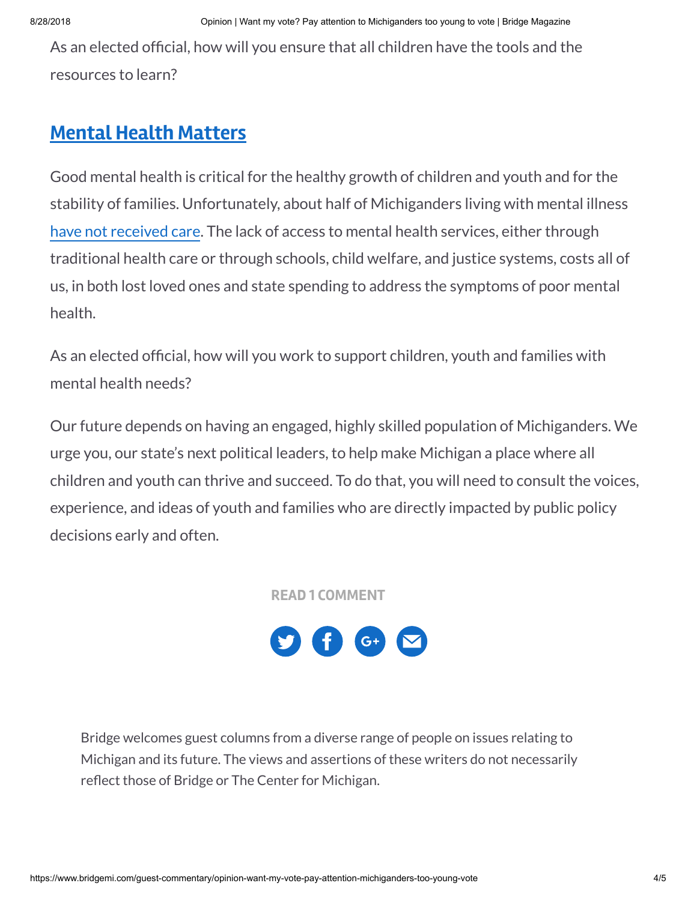As an elected official, how will you ensure that all children have the tools and the resources to learn?

## Mental Health Matters

Good mental health is critical for the healthy growth of children and youth and for the stability of families. Unfortunately, about half of Michiganders living with mental illness have not received care. The lack of access to mental health services, either through traditional health care or through schools, child welfare, and justice systems, costs all of us, in both lost loved ones and state spending to address the symptoms of poor mental health.

As an elected official, how will you work to support children, youth and families with mental health needs?

Our future depends on having an engaged, highly skilled population of Michiganders. We urge you, our state's next political leaders, to help make Michigan a place where all children and youth can thrive and succeed. To do that, you will need to consult the voices, experience, and ideas of youth and families who are directly impacted by public policy decisions early and often.

READ 1 COMMENT

Bridge welcomes guest columns from a diverse range of people on issues relating to Michigan and its future. The views and assertions of these writers do not necessarily reflect those of Bridge or The Center for Michigan.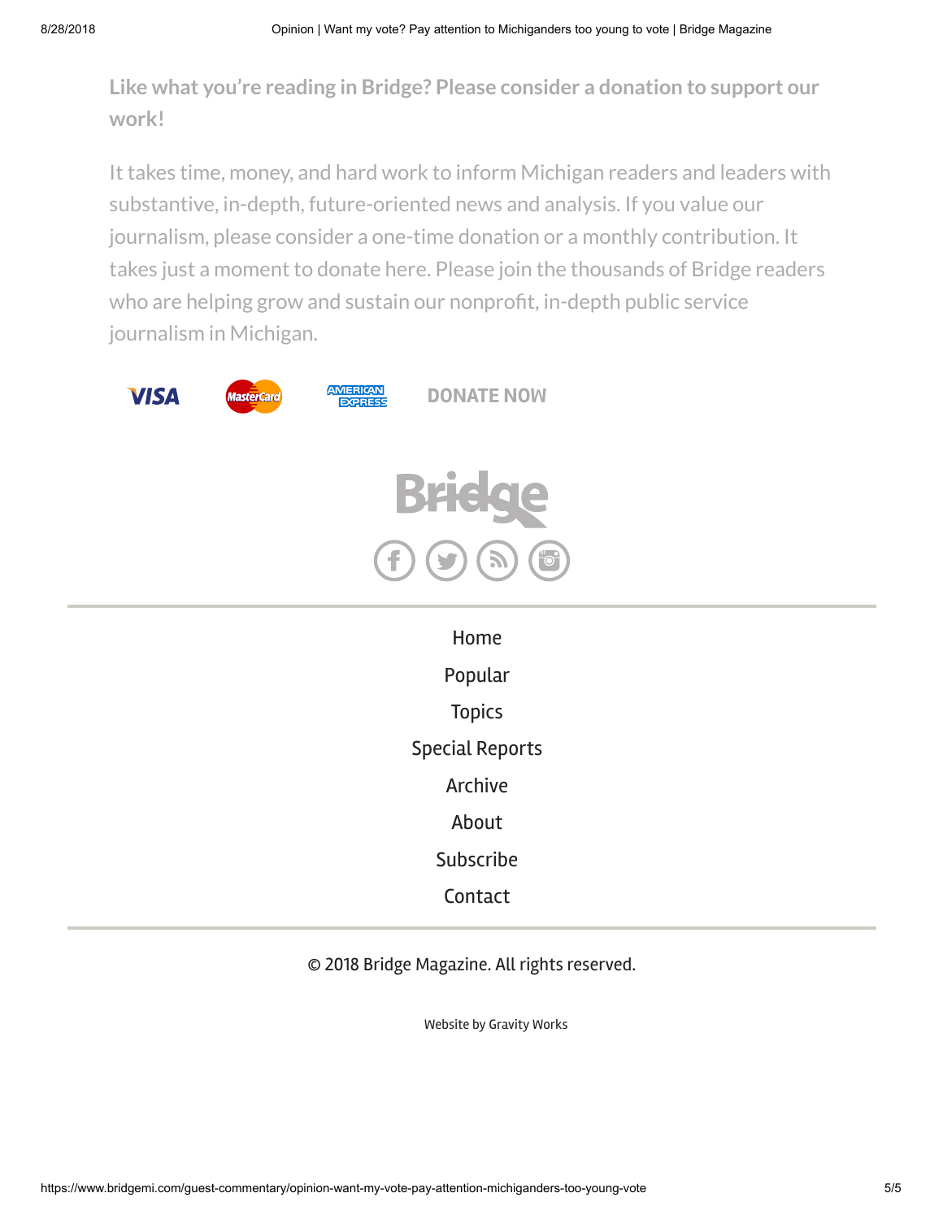**Like what you're reading in Bridge? Please consider a donation to support our work!**

It takes time, money, and hard work to inform Michigan readers and leaders with substantive, in-depth, future-oriented news and analysis. If you value our journalism, please consider a one-time donation or a monthly contribution. It takes just a moment to donate here. Please join the thousands of Bridge readers who are helping grow and sustain our nonprofit, in-depth public service journalism in Michigan.

VISA MasterCard AMERICAN EXPRESS **DONATE NOW**

Bridge

- Home
- Popular
- Topics
- Special Reports
- Archive
- About
- Subscribe
- Contact

© 2018 Bridge Magazine. All rights reserved.

Website by Gravity Works